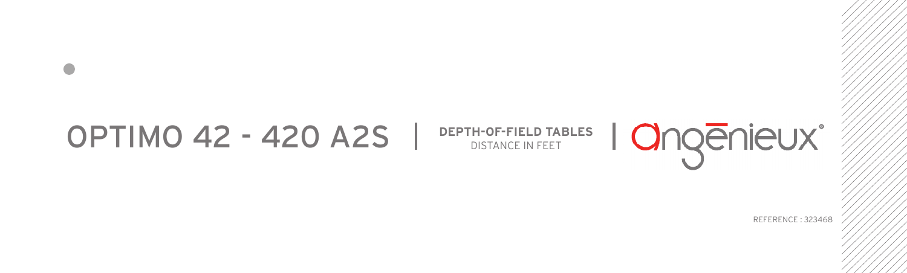# OPTIMO 42 - 420 A2S | DEPTH-OF-FIELD TABLES

DISTANCE IN FEET

| angénieux®

REFERENCE : 323468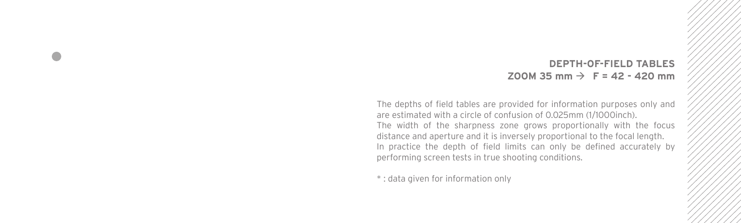## DEPTH-OF-FIELD TABLES
## ZOOM 35 mm → F = 42 - 420 mm

The depths of field tables are provided for information purposes only and are estimated with a circle of confusion of 0.025mm (1/1000inch).
The width of the sharpness zone grows proportionally with the focus distance and aperture and it is inversely proportional to the focal length.
In practice the depth of field limits can only be defined accurately by performing screen tests in true shooting conditions.

* : data given for information only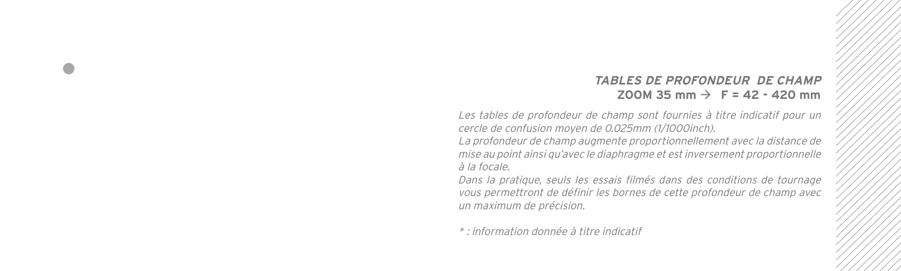## *TABLES DE PROFONDEUR DE CHAMP*

**ZOOM 35 mm → F = 42 - 420 mm**

*Les tables de profondeur de champ sont fournies à titre indicatif pour un cercle de confusion moyen de 0.025mm (1/1000inch).*

*La profondeur de champ augmente proportionnellement avec la distance de mise au point ainsi qu'avec le diaphragme et est inversement proportionnelle à la focale.*

*Dans la pratique, seuls les essais filmés dans des conditions de tournage vous permettront de définir les bornes de cette profondeur de champ avec un maximum de précision.*

*\* : information donnée à titre indicatif*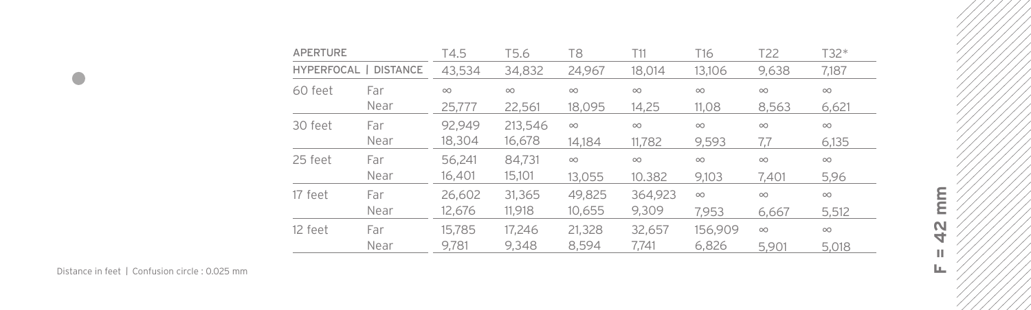**F = 42 mm**

| APERTURE | | T4.5 | T5.6 | T8 | T11 | T16 | T22 | T32* |
|---|---|---|---|---|---|---|---|---|
| HYPERFOCAL \| DISTANCE | | 43,534 | 34,832 | 24,967 | 18,014 | 13,106 | 9,638 | 7,187 |
| 60 feet | Far | ∞ | ∞ | ∞ | ∞ | ∞ | ∞ | ∞ |
| | Near | 25,777 | 22,561 | 18,095 | 14,25 | 11,08 | 8,563 | 6,621 |
| 30 feet | Far | 92,949 | 213,546 | ∞ | ∞ | ∞ | ∞ | ∞ |
| | Near | 18,304 | 16,678 | 14,184 | 11,782 | 9,593 | 7,7 | 6,135 |
| 25 feet | Far | 56,241 | 84,731 | ∞ | ∞ | ∞ | ∞ | ∞ |
| | Near | 16,401 | 15,101 | 13,055 | 10.382 | 9,103 | 7,401 | 5,96 |
| 17 feet | Far | 26,602 | 31,365 | 49,825 | 364,923 | ∞ | ∞ | ∞ |
| | Near | 12,676 | 11,918 | 10,655 | 9,309 | 7,953 | 6,667 | 5,512 |
| 12 feet | Far | 15,785 | 17,246 | 21,328 | 32,657 | 156,909 | ∞ | ∞ |
| | Near | 9,781 | 9,348 | 8,594 | 7,741 | 6,826 | 5,901 | 5,018 |

Distance in feet | Confusion circle : 0.025 mm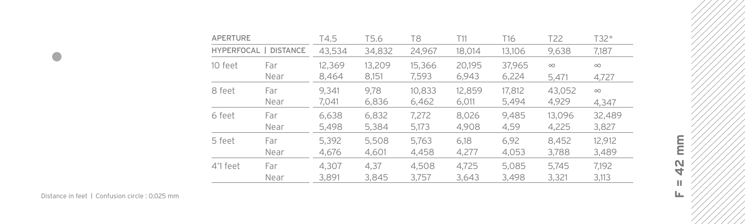# F = 42 mm

| APERTURE | | T4.5 | T5.6 | T8 | T11 | T16 | T22 | T32* |
|---|---|---|---|---|---|---|---|---|
| HYPERFOCAL \| DISTANCE | | 43,534 | 34,832 | 24,967 | 18,014 | 13,106 | 9,638 | 7,187 |
| 10 feet | Far | 12,369 | 13,209 | 15,366 | 20,195 | 37,965 | ∞ | ∞ |
| | Near | 8,464 | 8,151 | 7,593 | 6,943 | 6,224 | 5,471 | 4,727 |
| 8 feet | Far | 9,341 | 9,78 | 10,833 | 12,859 | 17,812 | 43,052 | ∞ |
| | Near | 7,041 | 6,836 | 6,462 | 6,011 | 5,494 | 4,929 | 4,347 |
| 6 feet | Far | 6,638 | 6,832 | 7,272 | 8,026 | 9,485 | 13,096 | 32,489 |
| | Near | 5,498 | 5,384 | 5,173 | 4,908 | 4,59 | 4,225 | 3,827 |
| 5 feet | Far | 5,392 | 5,508 | 5,763 | 6,18 | 6,92 | 8,452 | 12,912 |
| | Near | 4,676 | 4,601 | 4,458 | 4,277 | 4,053 | 3,788 | 3,489 |
| 4'1 feet | Far | 4,307 | 4,37 | 4,508 | 4,725 | 5,085 | 5,745 | 7,192 |
| | Near | 3,891 | 3,845 | 3,757 | 3,643 | 3,498 | 3,321 | 3,113 |

Distance in feet | Confusion circle : 0.025 mm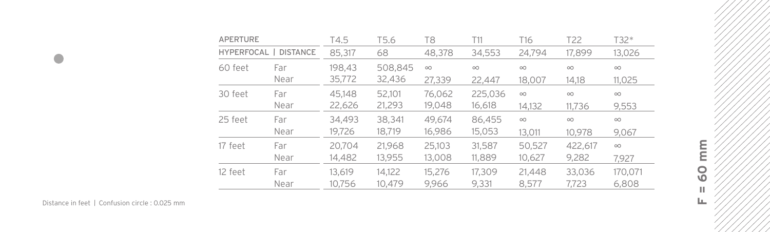| APERTURE | | T4.5 | T5.6 | T8 | T11 | T16 | T22 | T32* |
|---|---|---|---|---|---|---|---|---|
| HYPERFOCAL \| DISTANCE | | 85,317 | 68 | 48,378 | 34,553 | 24,794 | 17,899 | 13,026 |
| 60 feet | Far | 198,43 | 508,845 | ∞ | ∞ | ∞ | ∞ | ∞ |
| | Near | 35,772 | 32,436 | 27,339 | 22,447 | 18,007 | 14,18 | 11,025 |
| 30 feet | Far | 45,148 | 52,101 | 76,062 | 225,036 | ∞ | ∞ | ∞ |
| | Near | 22,626 | 21,293 | 19,048 | 16,618 | 14,132 | 11,736 | 9,553 |
| 25 feet | Far | 34,493 | 38,341 | 49,674 | 86,455 | ∞ | ∞ | ∞ |
| | Near | 19,726 | 18,719 | 16,986 | 15,053 | 13,011 | 10,978 | 9,067 |
| 17 feet | Far | 20,704 | 21,968 | 25,103 | 31,587 | 50,527 | 422,617 | ∞ |
| | Near | 14,482 | 13,955 | 13,008 | 11,889 | 10,627 | 9,282 | 7,927 |
| 12 feet | Far | 13,619 | 14,122 | 15,276 | 17,309 | 21,448 | 33,036 | 170,071 |
| | Near | 10,756 | 10,479 | 9,966 | 9,331 | 8,577 | 7,723 | 6,808 |

Distance in feet | Confusion circle : 0.025 mm

F = 60 mm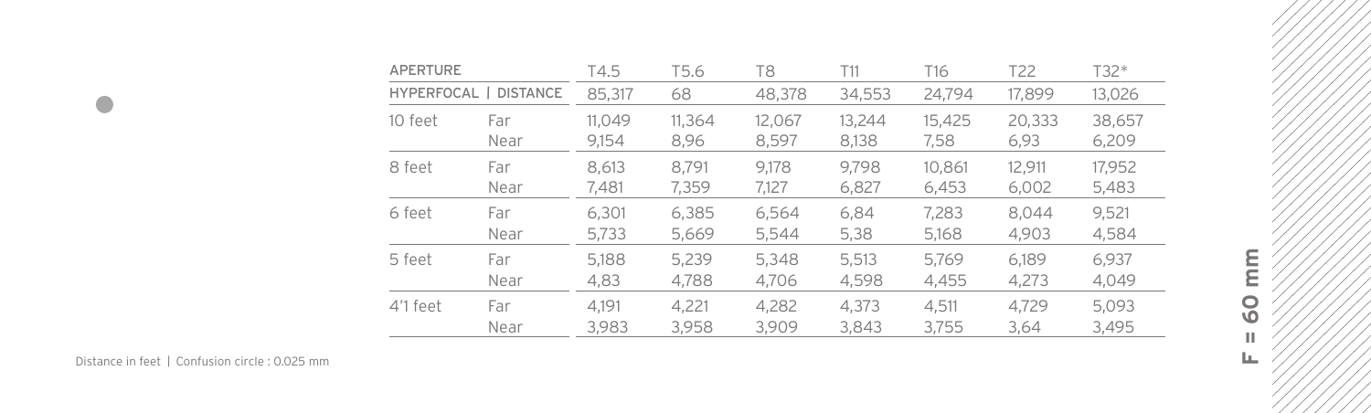**F = 60 mm**

| APERTURE | | T4.5 | T5.6 | T8 | T11 | T16 | T22 | T32* |
|---|---|---|---|---|---|---|---|---|
| HYPERFOCAL \| DISTANCE | | 85,317 | 68 | 48,378 | 34,553 | 24,794 | 17,899 | 13,026 |
| 10 feet | Far | 11,049 | 11,364 | 12,067 | 13,244 | 15,425 | 20,333 | 38,657 |
| | Near | 9,154 | 8,96 | 8,597 | 8,138 | 7,58 | 6,93 | 6,209 |
| 8 feet | Far | 8,613 | 8,791 | 9,178 | 9,798 | 10,861 | 12,911 | 17,952 |
| | Near | 7,481 | 7,359 | 7,127 | 6,827 | 6,453 | 6,002 | 5,483 |
| 6 feet | Far | 6,301 | 6,385 | 6,564 | 6,84 | 7,283 | 8,044 | 9,521 |
| | Near | 5,733 | 5,669 | 5,544 | 5,38 | 5,168 | 4,903 | 4,584 |
| 5 feet | Far | 5,188 | 5,239 | 5,348 | 5,513 | 5,769 | 6,189 | 6,937 |
| | Near | 4,83 | 4,788 | 4,706 | 4,598 | 4,455 | 4,273 | 4,049 |
| 4'1 feet | Far | 4,191 | 4,221 | 4,282 | 4,373 | 4,511 | 4,729 | 5,093 |
| | Near | 3,983 | 3,958 | 3,909 | 3,843 | 3,755 | 3,64 | 3,495 |

Distance in feet | Confusion circle : 0.025 mm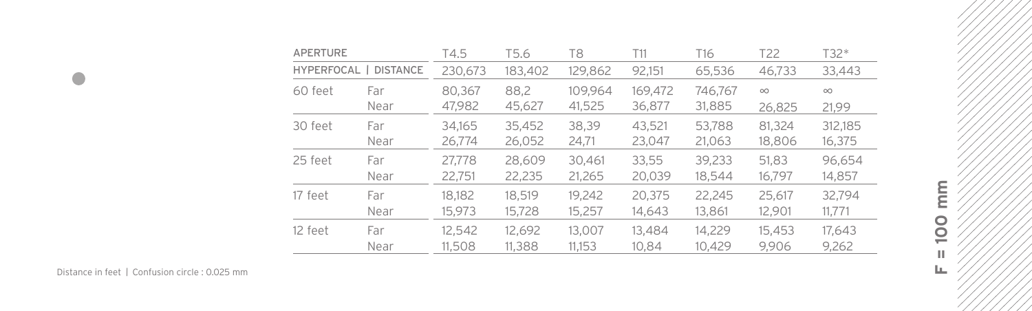## F = 100 mm

| APERTURE | | T4.5 | T5.6 | T8 | T11 | T16 | T22 | T32* |
|---|---|---|---|---|---|---|---|---|
| HYPERFOCAL \| DISTANCE | | 230,673 | 183,402 | 129,862 | 92,151 | 65,536 | 46,733 | 33,443 |
| 60 feet | Far | 80,367 | 88,2 | 109,964 | 169,472 | 746,767 | ∞ | ∞ |
| | Near | 47,982 | 45,627 | 41,525 | 36,877 | 31,885 | 26,825 | 21,99 |
| 30 feet | Far | 34,165 | 35,452 | 38,39 | 43,521 | 53,788 | 81,324 | 312,185 |
| | Near | 26,774 | 26,052 | 24,71 | 23,047 | 21,063 | 18,806 | 16,375 |
| 25 feet | Far | 27,778 | 28,609 | 30,461 | 33,55 | 39,233 | 51,83 | 96,654 |
| | Near | 22,751 | 22,235 | 21,265 | 20,039 | 18,544 | 16,797 | 14,857 |
| 17 feet | Far | 18,182 | 18,519 | 19,242 | 20,375 | 22,245 | 25,617 | 32,794 |
| | Near | 15,973 | 15,728 | 15,257 | 14,643 | 13,861 | 12,901 | 11,771 |
| 12 feet | Far | 12,542 | 12,692 | 13,007 | 13,484 | 14,229 | 15,453 | 17,643 |
| | Near | 11,508 | 11,388 | 11,153 | 10,84 | 10,429 | 9,906 | 9,262 |

Distance in feet | Confusion circle : 0.025 mm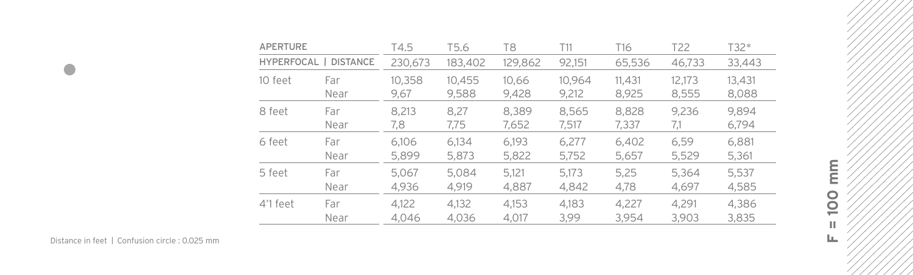**F = 100 mm**

| APERTURE | | T4.5 | T5.6 | T8 | T11 | T16 | T22 | T32* |
|---|---|---|---|---|---|---|---|---|
| HYPERFOCAL \| DISTANCE | | 230,673 | 183,402 | 129,862 | 92,151 | 65,536 | 46,733 | 33,443 |
| 10 feet | Far | 10,358 | 10,455 | 10,66 | 10,964 | 11,431 | 12,173 | 13,431 |
| | Near | 9,67 | 9,588 | 9,428 | 9,212 | 8,925 | 8,555 | 8,088 |
| 8 feet | Far | 8,213 | 8,27 | 8,389 | 8,565 | 8,828 | 9,236 | 9,894 |
| | Near | 7,8 | 7,75 | 7,652 | 7,517 | 7,337 | 7,1 | 6,794 |
| 6 feet | Far | 6,106 | 6,134 | 6,193 | 6,277 | 6,402 | 6,59 | 6,881 |
| | Near | 5,899 | 5,873 | 5,822 | 5,752 | 5,657 | 5,529 | 5,361 |
| 5 feet | Far | 5,067 | 5,084 | 5,121 | 5,173 | 5,25 | 5,364 | 5,537 |
| | Near | 4,936 | 4,919 | 4,887 | 4,842 | 4,78 | 4,697 | 4,585 |
| 4'1 feet | Far | 4,122 | 4,132 | 4,153 | 4,183 | 4,227 | 4,291 | 4,386 |
| | Near | 4,046 | 4,036 | 4,017 | 3,99 | 3,954 | 3,903 | 3,835 |

Distance in feet | Confusion circle : 0.025 mm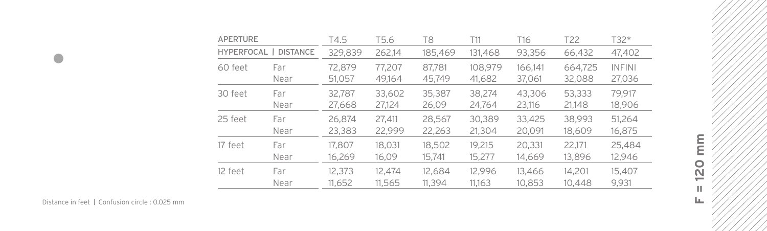## F = 120 mm

| APERTURE | | T4.5 | T5.6 | T8 | T11 | T16 | T22 | T32* |
|---|---|---|---|---|---|---|---|---|
| HYPERFOCAL \| DISTANCE | | 329,839 | 262,14 | 185,469 | 131,468 | 93,356 | 66,432 | 47,402 |
| 60 feet | Far | 72,879 | 77,207 | 87,781 | 108,979 | 166,141 | 664,725 | INFINI |
| | Near | 51,057 | 49,164 | 45,749 | 41,682 | 37,061 | 32,088 | 27,036 |
| 30 feet | Far | 32,787 | 33,602 | 35,387 | 38,274 | 43,306 | 53,333 | 79,917 |
| | Near | 27,668 | 27,124 | 26,09 | 24,764 | 23,116 | 21,148 | 18,906 |
| 25 feet | Far | 26,874 | 27,411 | 28,567 | 30,389 | 33,425 | 38,993 | 51,264 |
| | Near | 23,383 | 22,999 | 22,263 | 21,304 | 20,091 | 18,609 | 16,875 |
| 17 feet | Far | 17,807 | 18,031 | 18,502 | 19,215 | 20,331 | 22,171 | 25,484 |
| | Near | 16,269 | 16,09 | 15,741 | 15,277 | 14,669 | 13,896 | 12,946 |
| 12 feet | Far | 12,373 | 12,474 | 12,684 | 12,996 | 13,466 | 14,201 | 15,407 |
| | Near | 11,652 | 11,565 | 11,394 | 11,163 | 10,853 | 10,448 | 9,931 |

Distance in feet | Confusion circle : 0.025 mm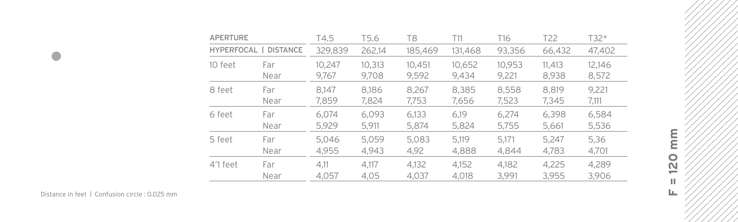**F = 120 mm**

| APERTURE | | T4.5 | T5.6 | T8 | T11 | T16 | T22 | T32* |
|---|---|---|---|---|---|---|---|---|
| HYPERFOCAL \| DISTANCE | | 329,839 | 262,14 | 185,469 | 131,468 | 93,356 | 66,432 | 47,402 |
| 10 feet | Far | 10,247 | 10,313 | 10,451 | 10,652 | 10,953 | 11,413 | 12,146 |
| | Near | 9,767 | 9,708 | 9,592 | 9,434 | 9,221 | 8,938 | 8,572 |
| 8 feet | Far | 8,147 | 8,186 | 8,267 | 8,385 | 8,558 | 8,819 | 9,221 |
| | Near | 7,859 | 7,824 | 7,753 | 7,656 | 7,523 | 7,345 | 7,111 |
| 6 feet | Far | 6,074 | 6,093 | 6,133 | 6,19 | 6,274 | 6,398 | 6,584 |
| | Near | 5,929 | 5,911 | 5,874 | 5,824 | 5,755 | 5,661 | 5,536 |
| 5 feet | Far | 5,046 | 5,059 | 5,083 | 5,119 | 5,171 | 5,247 | 5,36 |
| | Near | 4,955 | 4,943 | 4,92 | 4,888 | 4,844 | 4,783 | 4,701 |
| 4'1 feet | Far | 4,11 | 4,117 | 4,132 | 4,152 | 4,182 | 4,225 | 4,289 |
| | Near | 4,057 | 4,05 | 4,037 | 4,018 | 3,991 | 3,955 | 3,906 |

Distance in feet | Confusion circle : 0.025 mm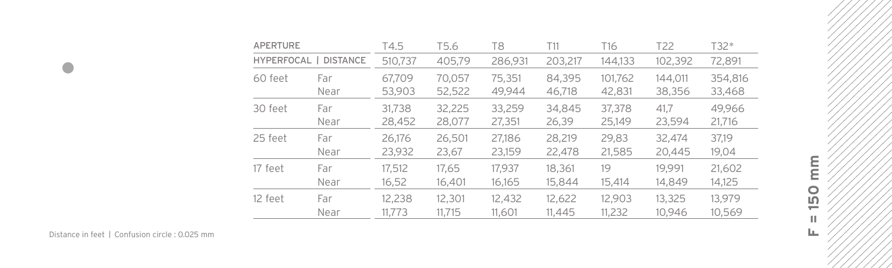## F = 150 mm

| APERTURE | | T4.5 | T5.6 | T8 | T11 | T16 | T22 | T32* |
|---|---|---|---|---|---|---|---|---|
| HYPERFOCAL \| DISTANCE | | 510,737 | 405,79 | 286,931 | 203,217 | 144,133 | 102,392 | 72,891 |
| 60 feet | Far | 67,709 | 70,057 | 75,351 | 84,395 | 101,762 | 144,011 | 354,816 |
| | Near | 53,903 | 52,522 | 49,944 | 46,718 | 42,831 | 38,356 | 33,468 |
| 30 feet | Far | 31,738 | 32,225 | 33,259 | 34,845 | 37,378 | 41,7 | 49,966 |
| | Near | 28,452 | 28,077 | 27,351 | 26,39 | 25,149 | 23,594 | 21,716 |
| 25 feet | Far | 26,176 | 26,501 | 27,186 | 28,219 | 29,83 | 32,474 | 37,19 |
| | Near | 23,932 | 23,67 | 23,159 | 22,478 | 21,585 | 20,445 | 19,04 |
| 17 feet | Far | 17,512 | 17,65 | 17,937 | 18,361 | 19 | 19,991 | 21,602 |
| | Near | 16,52 | 16,401 | 16,165 | 15,844 | 15,414 | 14,849 | 14,125 |
| 12 feet | Far | 12,238 | 12,301 | 12,432 | 12,622 | 12,903 | 13,325 | 13,979 |
| | Near | 11,773 | 11,715 | 11,601 | 11,445 | 11,232 | 10,946 | 10,569 |

Distance in feet | Confusion circle : 0.025 mm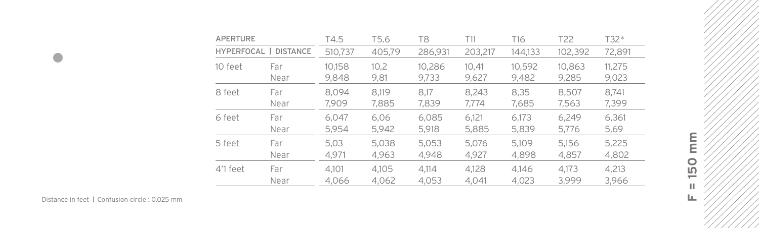## F = 150 mm

| APERTURE | | T4.5 | T5.6 | T8 | T11 | T16 | T22 | T32* |
|---|---|---|---|---|---|---|---|---|
| HYPERFOCAL \| DISTANCE | | 510,737 | 405,79 | 286,931 | 203,217 | 144,133 | 102,392 | 72,891 |
| 10 feet | Far | 10,158 | 10,2 | 10,286 | 10,41 | 10,592 | 10,863 | 11,275 |
| | Near | 9,848 | 9,81 | 9,733 | 9,627 | 9,482 | 9,285 | 9,023 |
| 8 feet | Far | 8,094 | 8,119 | 8,17 | 8,243 | 8,35 | 8,507 | 8,741 |
| | Near | 7,909 | 7,885 | 7,839 | 7,774 | 7,685 | 7,563 | 7,399 |
| 6 feet | Far | 6,047 | 6,06 | 6,085 | 6,121 | 6,173 | 6,249 | 6,361 |
| | Near | 5,954 | 5,942 | 5,918 | 5,885 | 5,839 | 5,776 | 5,69 |
| 5 feet | Far | 5,03 | 5,038 | 5,053 | 5,076 | 5,109 | 5,156 | 5,225 |
| | Near | 4,971 | 4,963 | 4,948 | 4,927 | 4,898 | 4,857 | 4,802 |
| 4'1 feet | Far | 4,101 | 4,105 | 4,114 | 4,128 | 4,146 | 4,173 | 4,213 |
| | Near | 4,066 | 4,062 | 4,053 | 4,041 | 4,023 | 3,999 | 3,966 |

Distance in feet | Confusion circle : 0.025 mm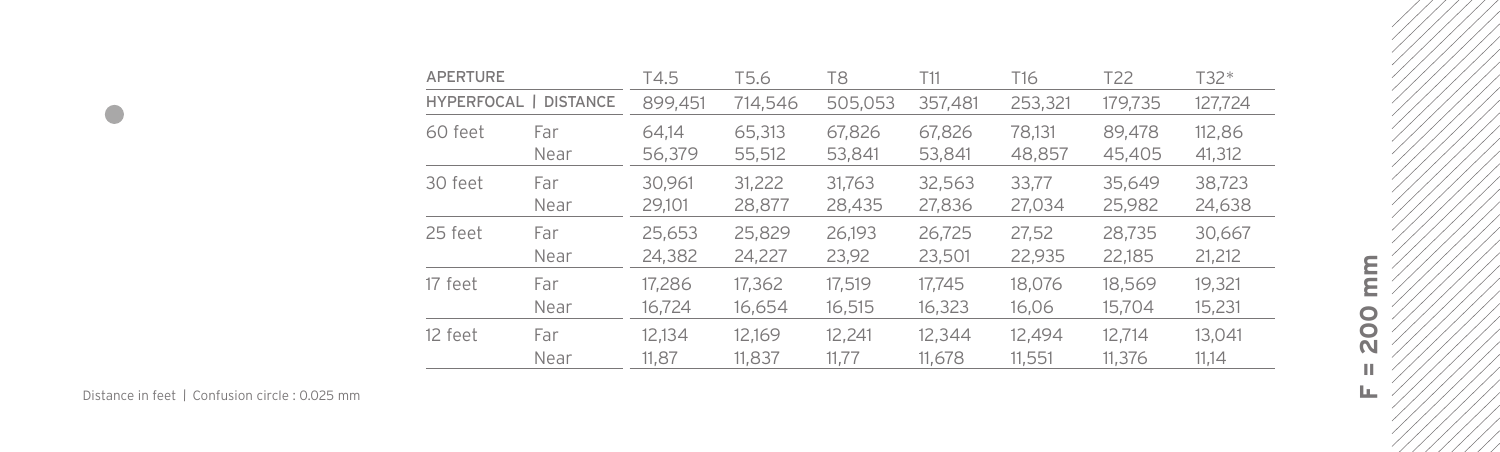**F = 200 mm**

| APERTURE | | T4.5 | T5.6 | T8 | T11 | T16 | T22 | T32* |
|---|---|---|---|---|---|---|---|---|
| HYPERFOCAL \| DISTANCE | | 899,451 | 714,546 | 505,053 | 357,481 | 253,321 | 179,735 | 127,724 |
| 60 feet | Far | 64,14 | 65,313 | 67,826 | 67,826 | 78,131 | 89,478 | 112,86 |
| | Near | 56,379 | 55,512 | 53,841 | 53,841 | 48,857 | 45,405 | 41,312 |
| 30 feet | Far | 30,961 | 31,222 | 31,763 | 32,563 | 33,77 | 35,649 | 38,723 |
| | Near | 29,101 | 28,877 | 28,435 | 27,836 | 27,034 | 25,982 | 24,638 |
| 25 feet | Far | 25,653 | 25,829 | 26,193 | 26,725 | 27,52 | 28,735 | 30,667 |
| | Near | 24,382 | 24,227 | 23,92 | 23,501 | 22,935 | 22,185 | 21,212 |
| 17 feet | Far | 17,286 | 17,362 | 17,519 | 17,745 | 18,076 | 18,569 | 19,321 |
| | Near | 16,724 | 16,654 | 16,515 | 16,323 | 16,06 | 15,704 | 15,231 |
| 12 feet | Far | 12,134 | 12,169 | 12,241 | 12,344 | 12,494 | 12,714 | 13,041 |
| | Near | 11,87 | 11,837 | 11,77 | 11,678 | 11,551 | 11,376 | 11,14 |

Distance in feet | Confusion circle : 0.025 mm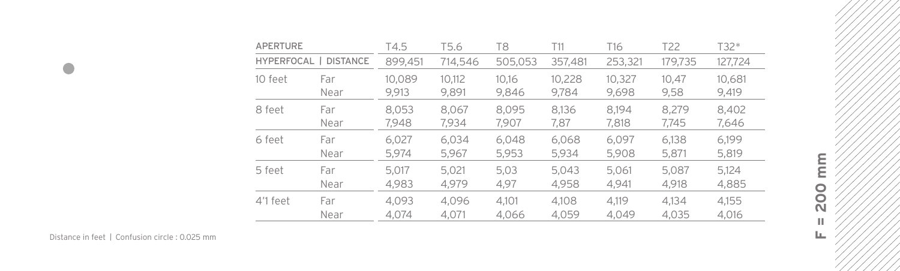| APERTURE | | T4.5 | T5.6 | T8 | T11 | T16 | T22 | T32* |
|---|---|---|---|---|---|---|---|---|
| HYPERFOCAL \| DISTANCE | | 899,451 | 714,546 | 505,053 | 357,481 | 253,321 | 179,735 | 127,724 |
| 10 feet | Far | 10,089 | 10,112 | 10,16 | 10,228 | 10,327 | 10,47 | 10,681 |
| | Near | 9,913 | 9,891 | 9,846 | 9,784 | 9,698 | 9,58 | 9,419 |
| 8 feet | Far | 8,053 | 8,067 | 8,095 | 8,136 | 8,194 | 8,279 | 8,402 |
| | Near | 7,948 | 7,934 | 7,907 | 7,87 | 7,818 | 7,745 | 7,646 |
| 6 feet | Far | 6,027 | 6,034 | 6,048 | 6,068 | 6,097 | 6,138 | 6,199 |
| | Near | 5,974 | 5,967 | 5,953 | 5,934 | 5,908 | 5,871 | 5,819 |
| 5 feet | Far | 5,017 | 5,021 | 5,03 | 5,043 | 5,061 | 5,087 | 5,124 |
| | Near | 4,983 | 4,979 | 4,97 | 4,958 | 4,941 | 4,918 | 4,885 |
| 4'1 feet | Far | 4,093 | 4,096 | 4,101 | 4,108 | 4,119 | 4,134 | 4,155 |
| | Near | 4,074 | 4,071 | 4,066 | 4,059 | 4,049 | 4,035 | 4,016 |

Distance in feet | Confusion circle : 0.025 mm

**F = 200 mm**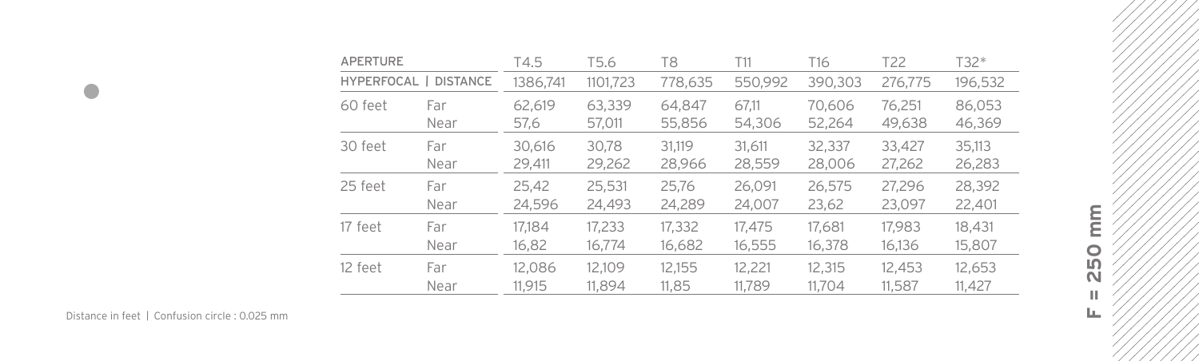## F = 250 mm

| APERTURE | | T4.5 | T5.6 | T8 | T11 | T16 | T22 | T32* |
|---|---|---|---|---|---|---|---|---|
| HYPERFOCAL \| DISTANCE | | 1386,741 | 1101,723 | 778,635 | 550,992 | 390,303 | 276,775 | 196,532 |
| 60 feet | Far | 62,619 | 63,339 | 64,847 | 67,11 | 70,606 | 76,251 | 86,053 |
| | Near | 57,6 | 57,011 | 55,856 | 54,306 | 52,264 | 49,638 | 46,369 |
| 30 feet | Far | 30,616 | 30,78 | 31,119 | 31,611 | 32,337 | 33,427 | 35,113 |
| | Near | 29,411 | 29,262 | 28,966 | 28,559 | 28,006 | 27,262 | 26,283 |
| 25 feet | Far | 25,42 | 25,531 | 25,76 | 26,091 | 26,575 | 27,296 | 28,392 |
| | Near | 24,596 | 24,493 | 24,289 | 24,007 | 23,62 | 23,097 | 22,401 |
| 17 feet | Far | 17,184 | 17,233 | 17,332 | 17,475 | 17,681 | 17,983 | 18,431 |
| | Near | 16,82 | 16,774 | 16,682 | 16,555 | 16,378 | 16,136 | 15,807 |
| 12 feet | Far | 12,086 | 12,109 | 12,155 | 12,221 | 12,315 | 12,453 | 12,653 |
| | Near | 11,915 | 11,894 | 11,85 | 11,789 | 11,704 | 11,587 | 11,427 |

Distance in feet | Confusion circle : 0.025 mm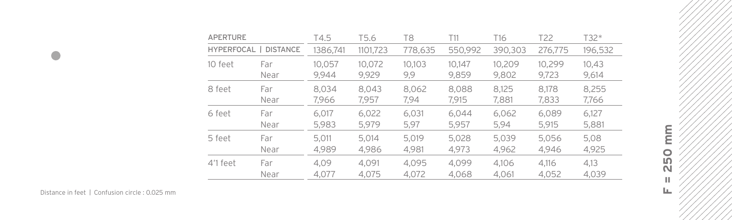**F = 250 mm**

| APERTURE | | T4.5 | T5.6 | T8 | T11 | T16 | T22 | T32* |
|---|---|---|---|---|---|---|---|---|
| HYPERFOCAL \| DISTANCE | | 1386,741 | 1101,723 | 778,635 | 550,992 | 390,303 | 276,775 | 196,532 |
| 10 feet | Far | 10,057 | 10,072 | 10,103 | 10,147 | 10,209 | 10,299 | 10,43 |
| | Near | 9,944 | 9,929 | 9,9 | 9,859 | 9,802 | 9,723 | 9,614 |
| 8 feet | Far | 8,034 | 8,043 | 8,062 | 8,088 | 8,125 | 8,178 | 8,255 |
| | Near | 7,966 | 7,957 | 7,94 | 7,915 | 7,881 | 7,833 | 7,766 |
| 6 feet | Far | 6,017 | 6,022 | 6,031 | 6,044 | 6,062 | 6,089 | 6,127 |
| | Near | 5,983 | 5,979 | 5,97 | 5,957 | 5,94 | 5,915 | 5,881 |
| 5 feet | Far | 5,011 | 5,014 | 5,019 | 5,028 | 5,039 | 5,056 | 5,08 |
| | Near | 4,989 | 4,986 | 4,981 | 4,973 | 4,962 | 4,946 | 4,925 |
| 4'1 feet | Far | 4,09 | 4,091 | 4,095 | 4,099 | 4,106 | 4,116 | 4,13 |
| | Near | 4,077 | 4,075 | 4,072 | 4,068 | 4,061 | 4,052 | 4,039 |

Distance in feet | Confusion circle : 0.025 mm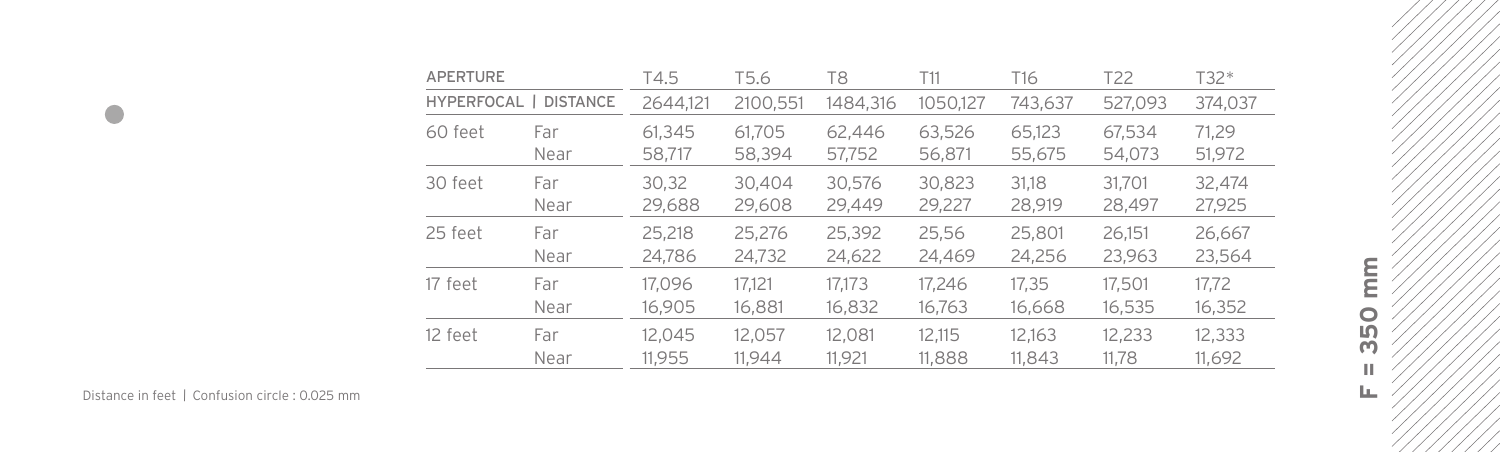| APERTURE | | T4.5 | T5.6 | T8 | T11 | T16 | T22 | T32* |
|---|---|---|---|---|---|---|---|---|
| HYPERFOCAL \| DISTANCE | | 2644,121 | 2100,551 | 1484,316 | 1050,127 | 743,637 | 527,093 | 374,037 |
| 60 feet | Far | 61,345 | 61,705 | 62,446 | 63,526 | 65,123 | 67,534 | 71,29 |
| | Near | 58,717 | 58,394 | 57,752 | 56,871 | 55,675 | 54,073 | 51,972 |
| 30 feet | Far | 30,32 | 30,404 | 30,576 | 30,823 | 31,18 | 31,701 | 32,474 |
| | Near | 29,688 | 29,608 | 29,449 | 29,227 | 28,919 | 28,497 | 27,925 |
| 25 feet | Far | 25,218 | 25,276 | 25,392 | 25,56 | 25,801 | 26,151 | 26,667 |
| | Near | 24,786 | 24,732 | 24,622 | 24,469 | 24,256 | 23,963 | 23,564 |
| 17 feet | Far | 17,096 | 17,121 | 17,173 | 17,246 | 17,35 | 17,501 | 17,72 |
| | Near | 16,905 | 16,881 | 16,832 | 16,763 | 16,668 | 16,535 | 16,352 |
| 12 feet | Far | 12,045 | 12,057 | 12,081 | 12,115 | 12,163 | 12,233 | 12,333 |
| | Near | 11,955 | 11,944 | 11,921 | 11,888 | 11,843 | 11,78 | 11,692 |

Distance in feet | Confusion circle : 0.025 mm

**F = 350 mm**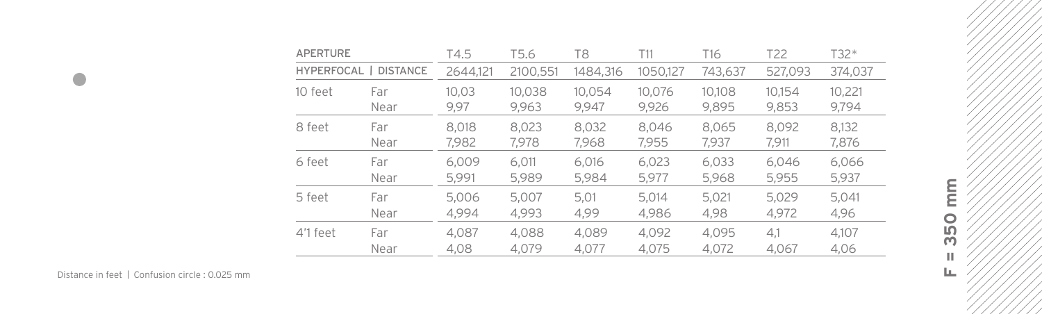| APERTURE | | T4.5 | T5.6 | T8 | T11 | T16 | T22 | T32* |
|---|---|---|---|---|---|---|---|---|
| HYPERFOCAL \| DISTANCE | | 2644,121 | 2100,551 | 1484,316 | 1050,127 | 743,637 | 527,093 | 374,037 |
| 10 feet | Far | 10,03 | 10,038 | 10,054 | 10,076 | 10,108 | 10,154 | 10,221 |
| | Near | 9,97 | 9,963 | 9,947 | 9,926 | 9,895 | 9,853 | 9,794 |
| 8 feet | Far | 8,018 | 8,023 | 8,032 | 8,046 | 8,065 | 8,092 | 8,132 |
| | Near | 7,982 | 7,978 | 7,968 | 7,955 | 7,937 | 7,911 | 7,876 |
| 6 feet | Far | 6,009 | 6,011 | 6,016 | 6,023 | 6,033 | 6,046 | 6,066 |
| | Near | 5,991 | 5,989 | 5,984 | 5,977 | 5,968 | 5,955 | 5,937 |
| 5 feet | Far | 5,006 | 5,007 | 5,01 | 5,014 | 5,021 | 5,029 | 5,041 |
| | Near | 4,994 | 4,993 | 4,99 | 4,986 | 4,98 | 4,972 | 4,96 |
| 4'1 feet | Far | 4,087 | 4,088 | 4,089 | 4,092 | 4,095 | 4,1 | 4,107 |
| | Near | 4,08 | 4,079 | 4,077 | 4,075 | 4,072 | 4,067 | 4,06 |

Distance in feet | Confusion circle : 0.025 mm

**F = 350 mm**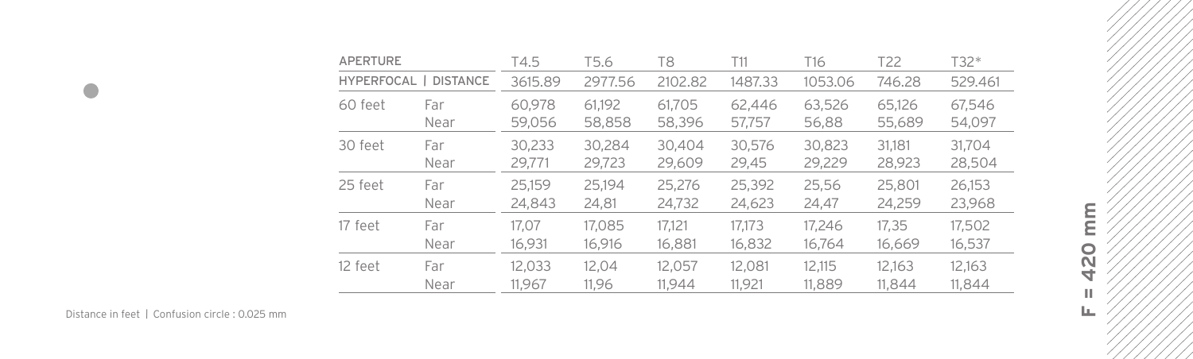**F = 420 mm**

| APERTURE | | T4.5 | T5.6 | T8 | T11 | T16 | T22 | T32* |
|---|---|---|---|---|---|---|---|---|
| HYPERFOCAL \| DISTANCE | | 3615.89 | 2977.56 | 2102.82 | 1487.33 | 1053.06 | 746.28 | 529.461 |
| 60 feet | Far | 60,978 | 61,192 | 61,705 | 62,446 | 63,526 | 65,126 | 67,546 |
| | Near | 59,056 | 58,858 | 58,396 | 57,757 | 56,88 | 55,689 | 54,097 |
| 30 feet | Far | 30,233 | 30,284 | 30,404 | 30,576 | 30,823 | 31,181 | 31,704 |
| | Near | 29,771 | 29,723 | 29,609 | 29,45 | 29,229 | 28,923 | 28,504 |
| 25 feet | Far | 25,159 | 25,194 | 25,276 | 25,392 | 25,56 | 25,801 | 26,153 |
| | Near | 24,843 | 24,81 | 24,732 | 24,623 | 24,47 | 24,259 | 23,968 |
| 17 feet | Far | 17,07 | 17,085 | 17,121 | 17,173 | 17,246 | 17,35 | 17,502 |
| | Near | 16,931 | 16,916 | 16,881 | 16,832 | 16,764 | 16,669 | 16,537 |
| 12 feet | Far | 12,033 | 12,04 | 12,057 | 12,081 | 12,115 | 12,163 | 12,163 |
| | Near | 11,967 | 11,96 | 11,944 | 11,921 | 11,889 | 11,844 | 11,844 |

Distance in feet | Confusion circle : 0.025 mm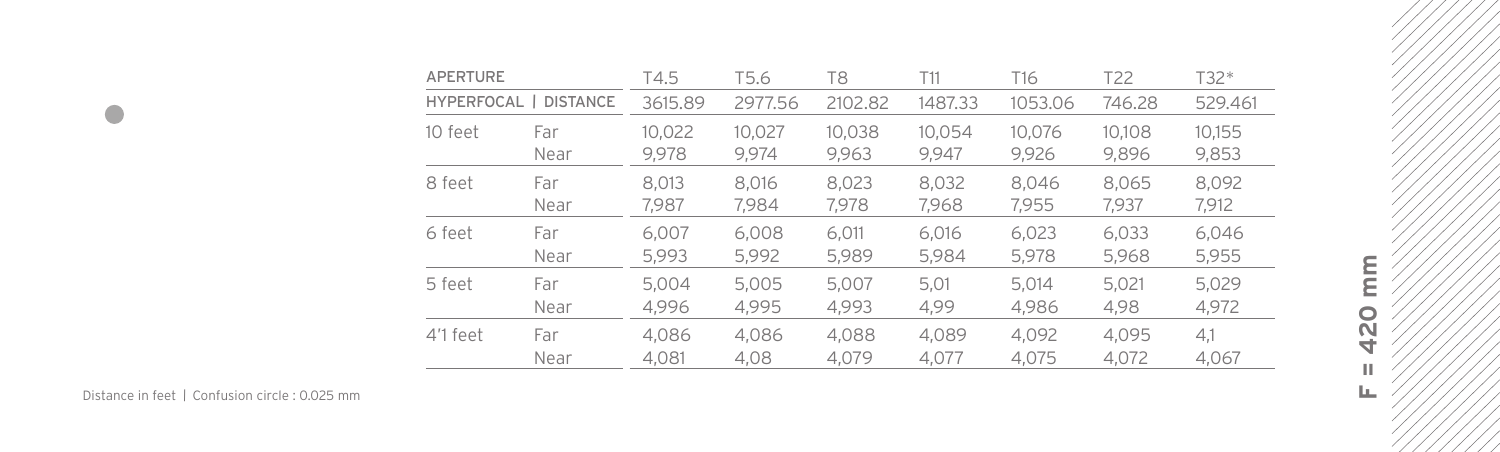| APERTURE | | T4.5 | T5.6 | T8 | T11 | T16 | T22 | T32* |
|---|---|---|---|---|---|---|---|---|
| HYPERFOCAL \| DISTANCE | | 3615.89 | 2977.56 | 2102.82 | 1487.33 | 1053.06 | 746.28 | 529.461 |
| 10 feet | Far | 10,022 | 10,027 | 10,038 | 10,054 | 10,076 | 10,108 | 10,155 |
| | Near | 9,978 | 9,974 | 9,963 | 9,947 | 9,926 | 9,896 | 9,853 |
| 8 feet | Far | 8,013 | 8,016 | 8,023 | 8,032 | 8,046 | 8,065 | 8,092 |
| | Near | 7,987 | 7,984 | 7,978 | 7,968 | 7,955 | 7,937 | 7,912 |
| 6 feet | Far | 6,007 | 6,008 | 6,011 | 6,016 | 6,023 | 6,033 | 6,046 |
| | Near | 5,993 | 5,992 | 5,989 | 5,984 | 5,978 | 5,968 | 5,955 |
| 5 feet | Far | 5,004 | 5,005 | 5,007 | 5,01 | 5,014 | 5,021 | 5,029 |
| | Near | 4,996 | 4,995 | 4,993 | 4,99 | 4,986 | 4,98 | 4,972 |
| 4'1 feet | Far | 4,086 | 4,086 | 4,088 | 4,089 | 4,092 | 4,095 | 4,1 |
| | Near | 4,081 | 4,08 | 4,079 | 4,077 | 4,075 | 4,072 | 4,067 |

Distance in feet | Confusion circle : 0.025 mm

**F = 420 mm**